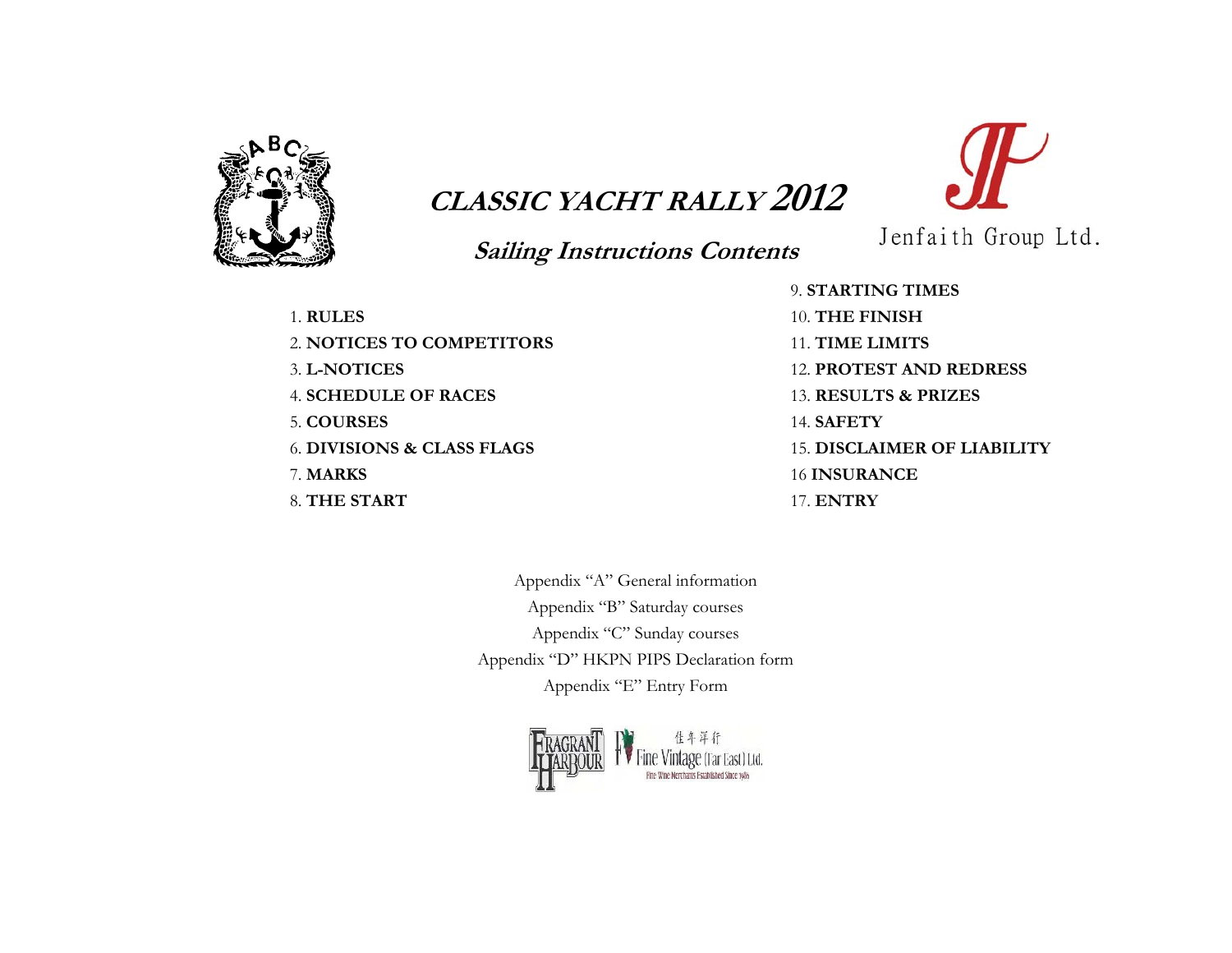# *CLASSIC YACHT RALLY 2012*

## *Sailing Instructions Contents*

Jenfaith Group Ltd.

1. **RULES**
2. **NOTICES TO COMPETITORS**
3. **L-NOTICES**
4. **SCHEDULE OF RACES**
5. **COURSES**
6. **DIVISIONS & CLASS FLAGS**
7. **MARKS**
8. **THE START**
9. **STARTING TIMES**
10. **THE FINISH**
11. **TIME LIMITS**
12. **PROTEST AND REDRESS**
13. **RESULTS & PRIZES**
14. **SAFETY**
15. **DISCLAIMER OF LIABILITY**
16 **INSURANCE**
17. **ENTRY**

Appendix "A" General information

Appendix "B" Saturday courses

Appendix "C" Sunday courses

Appendix "D" HKPN PIPS Declaration form

Appendix "E" Entry Form

FRAGRANT HARBOUR

Fine Vintage (Far East) Ltd. 佳年洋行

Fine Wine Merchants Established Since 1986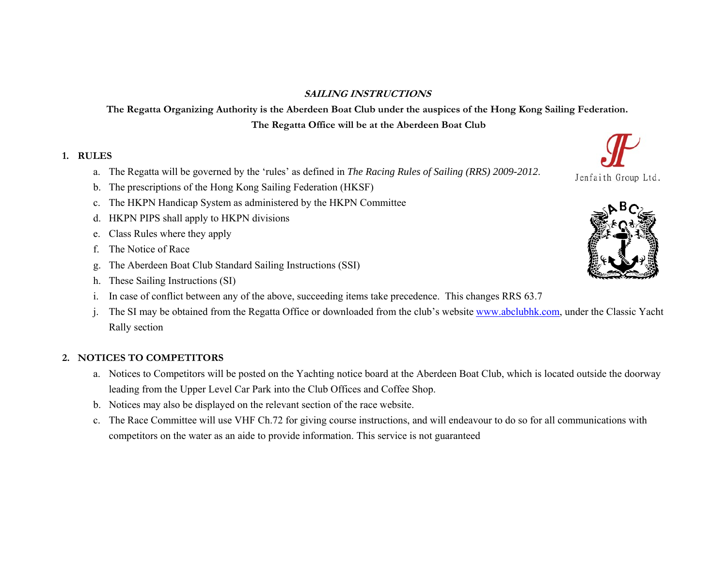***SAILING INSTRUCTIONS***

**The Regatta Organizing Authority is the Aberdeen Boat Club under the auspices of the Hong Kong Sailing Federation.**

**The Regatta Office will be at the Aberdeen Boat Club**

Jenfaith Group Ltd.

## 1. RULES

a. The Regatta will be governed by the 'rules' as defined in *The Racing Rules of Sailing (RRS) 2009-2012*.

b. The prescriptions of the Hong Kong Sailing Federation (HKSF)

c. The HKPN Handicap System as administered by the HKPN Committee

d. HKPN PIPS shall apply to HKPN divisions

e. Class Rules where they apply

f. The Notice of Race

g. The Aberdeen Boat Club Standard Sailing Instructions (SSI)

h. These Sailing Instructions (SI)

i. In case of conflict between any of the above, succeeding items take precedence. This changes RRS 63.7

j. The SI may be obtained from the Regatta Office or downloaded from the club's website www.abclubhk.com, under the Classic Yacht Rally section

## 2. NOTICES TO COMPETITORS

a. Notices to Competitors will be posted on the Yachting notice board at the Aberdeen Boat Club, which is located outside the doorway leading from the Upper Level Car Park into the Club Offices and Coffee Shop.

b. Notices may also be displayed on the relevant section of the race website.

c. The Race Committee will use VHF Ch.72 for giving course instructions, and will endeavour to do so for all communications with competitors on the water as an aide to provide information. This service is not guaranteed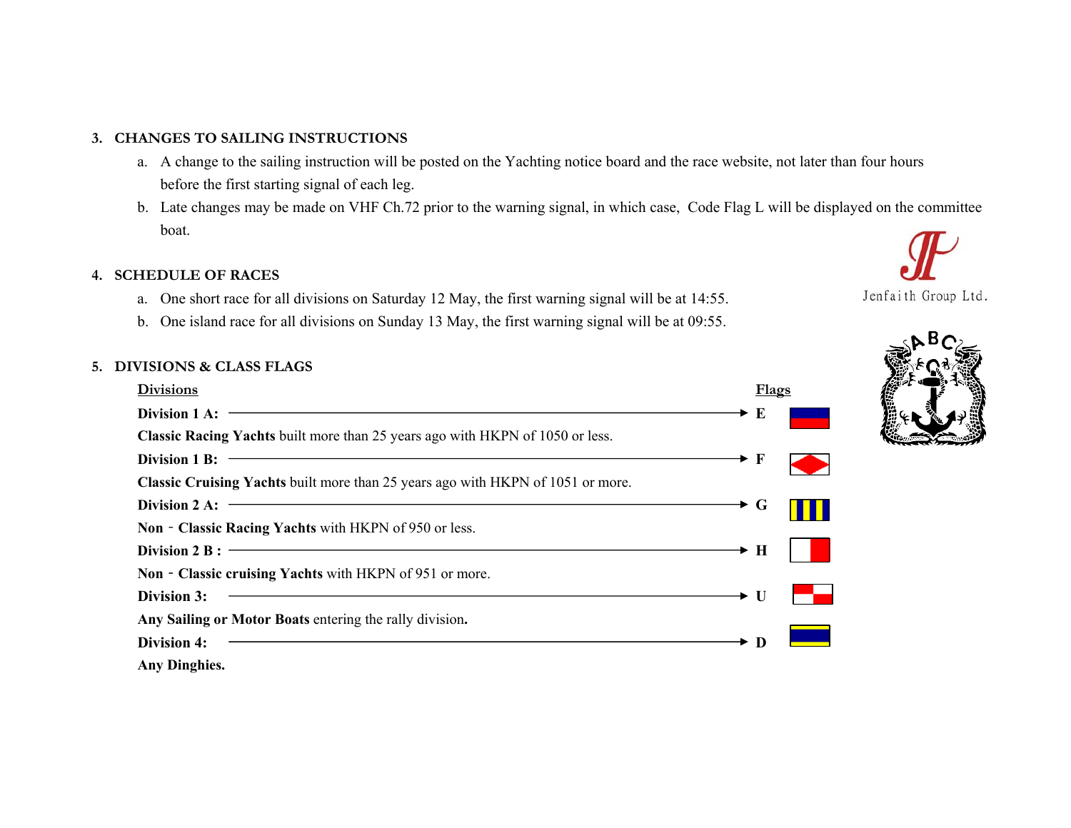## 3. CHANGES TO SAILING INSTRUCTIONS

a. A change to the sailing instruction will be posted on the Yachting notice board and the race website, not later than four hours before the first starting signal of each leg.

b. Late changes may be made on VHF Ch.72 prior to the warning signal, in which case, Code Flag L will be displayed on the committee boat.

## 4. SCHEDULE OF RACES

a. One short race for all divisions on Saturday 12 May, the first warning signal will be at 14:55.

b. One island race for all divisions on Sunday 13 May, the first warning signal will be at 09:55.

## 5. DIVISIONS & CLASS FLAGS

| Divisions | Flags |
| --- | --- |
| **Division 1 A:** **Classic Racing Yachts** built more than 25 years ago with HKPN of 1050 or less. | E |
| **Division 1 B:** **Classic Cruising Yachts** built more than 25 years ago with HKPN of 1051 or more. | F |
| **Division 2 A:** **Non - Classic Racing Yachts** with HKPN of 950 or less. | G |
| **Division 2 B :** **Non - Classic cruising Yachts** with HKPN of 951 or more. | H |
| **Division 3:** **Any Sailing or Motor Boats** entering the rally division**.** | U |
| **Division 4:** **Any Dinghies.** | D |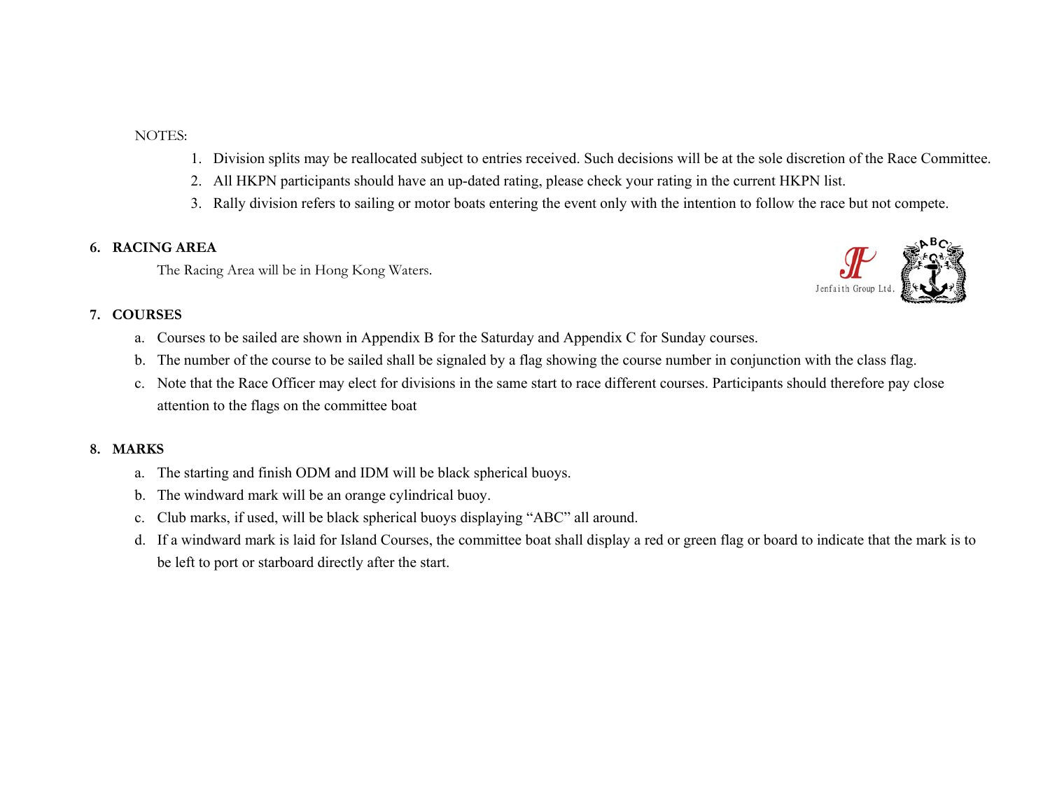NOTES:

1. Division splits may be reallocated subject to entries received. Such decisions will be at the sole discretion of the Race Committee.
2. All HKPN participants should have an up-dated rating, please check your rating in the current HKPN list.
3. Rally division refers to sailing or motor boats entering the event only with the intention to follow the race but not compete.

## 6. RACING AREA

The Racing Area will be in Hong Kong Waters.

## 7. COURSES

a. Courses to be sailed are shown in Appendix B for the Saturday and Appendix C for Sunday courses.

b. The number of the course to be sailed shall be signaled by a flag showing the course number in conjunction with the class flag.

c. Note that the Race Officer may elect for divisions in the same start to race different courses. Participants should therefore pay close attention to the flags on the committee boat

## 8. MARKS

a. The starting and finish ODM and IDM will be black spherical buoys.

b. The windward mark will be an orange cylindrical buoy.

c. Club marks, if used, will be black spherical buoys displaying "ABC" all around.

d. If a windward mark is laid for Island Courses, the committee boat shall display a red or green flag or board to indicate that the mark is to be left to port or starboard directly after the start.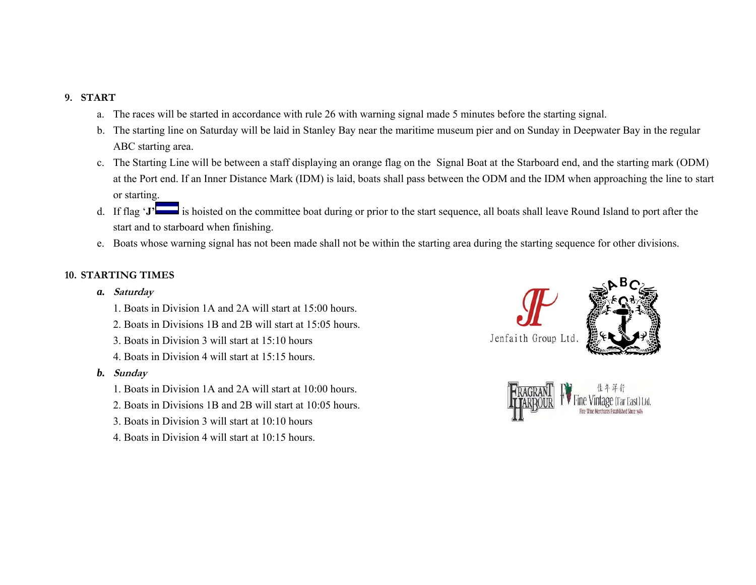## 9. START

a. The races will be started in accordance with rule 26 with warning signal made 5 minutes before the starting signal.

b. The starting line on Saturday will be laid in Stanley Bay near the maritime museum pier and on Sunday in Deepwater Bay in the regular ABC starting area.

c. The Starting Line will be between a staff displaying an orange flag on the Signal Boat at the Starboard end, and the starting mark (ODM) at the Port end. If an Inner Distance Mark (IDM) is laid, boats shall pass between the ODM and the IDM when approaching the line to start or starting.

d. If flag '**J**' is hoisted on the committee boat during or prior to the start sequence, all boats shall leave Round Island to port after the start and to starboard when finishing.

e. Boats whose warning signal has not been made shall not be within the starting area during the starting sequence for other divisions.

## 10. STARTING TIMES

***a. Saturday***

1. Boats in Division 1A and 2A will start at 15:00 hours.
2. Boats in Divisions 1B and 2B will start at 15:05 hours.
3. Boats in Division 3 will start at 15:10 hours
4. Boats in Division 4 will start at 15:15 hours.

***b. Sunday***

1. Boats in Division 1A and 2A will start at 10:00 hours.
2. Boats in Divisions 1B and 2B will start at 10:05 hours.
3. Boats in Division 3 will start at 10:10 hours
4. Boats in Division 4 will start at 10:15 hours.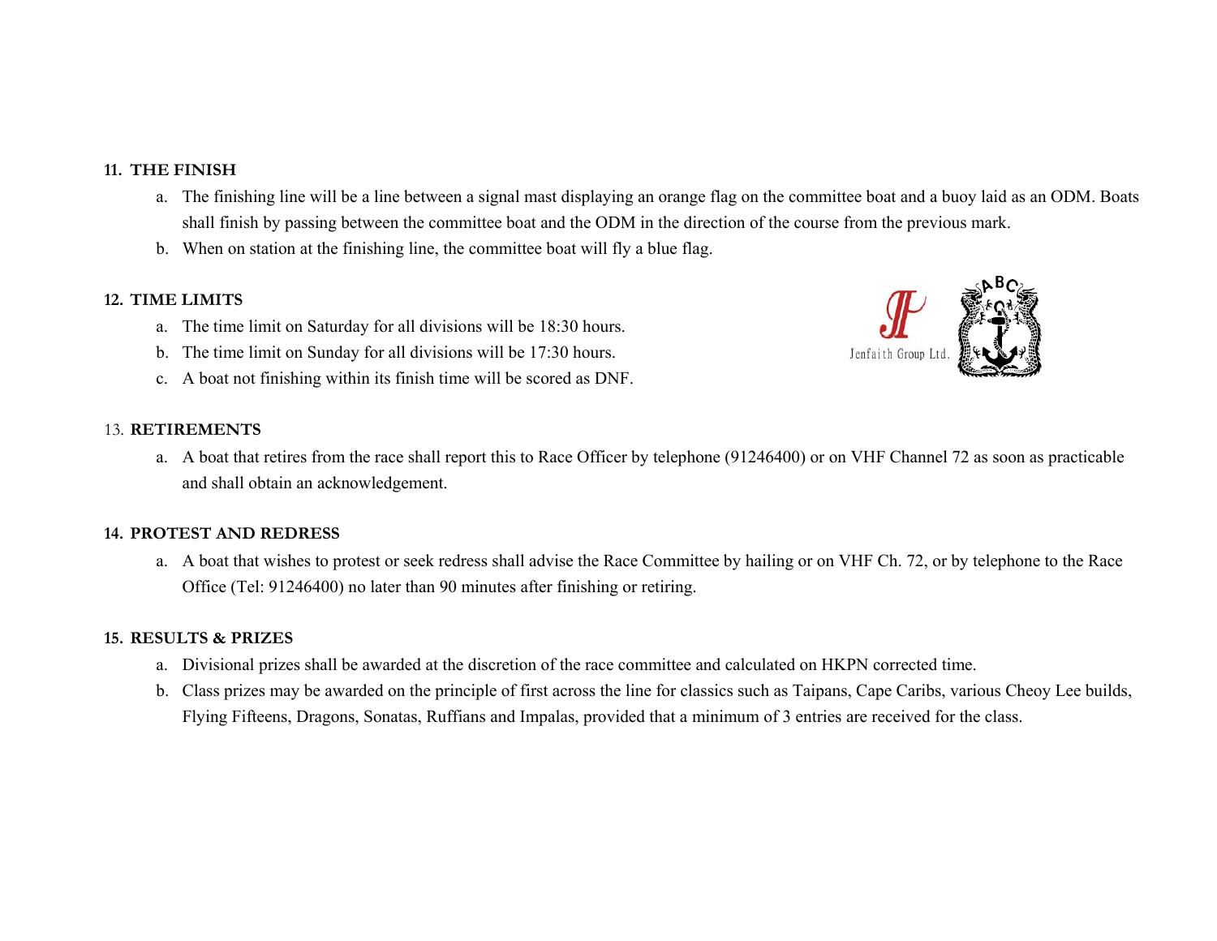## 11. THE FINISH

a. The finishing line will be a line between a signal mast displaying an orange flag on the committee boat and a buoy laid as an ODM. Boats shall finish by passing between the committee boat and the ODM in the direction of the course from the previous mark.

b. When on station at the finishing line, the committee boat will fly a blue flag.

## 12. TIME LIMITS

a. The time limit on Saturday for all divisions will be 18:30 hours.

b. The time limit on Sunday for all divisions will be 17:30 hours.

c. A boat not finishing within its finish time will be scored as DNF.

Jenfaith Group Ltd.

## 13. RETIREMENTS

a. A boat that retires from the race shall report this to Race Officer by telephone (91246400) or on VHF Channel 72 as soon as practicable and shall obtain an acknowledgement.

## 14. PROTEST AND REDRESS

a. A boat that wishes to protest or seek redress shall advise the Race Committee by hailing or on VHF Ch. 72, or by telephone to the Race Office (Tel: 91246400) no later than 90 minutes after finishing or retiring.

## 15. RESULTS & PRIZES

a. Divisional prizes shall be awarded at the discretion of the race committee and calculated on HKPN corrected time.

b. Class prizes may be awarded on the principle of first across the line for classics such as Taipans, Cape Caribs, various Cheoy Lee builds, Flying Fifteens, Dragons, Sonatas, Ruffians and Impalas, provided that a minimum of 3 entries are received for the class.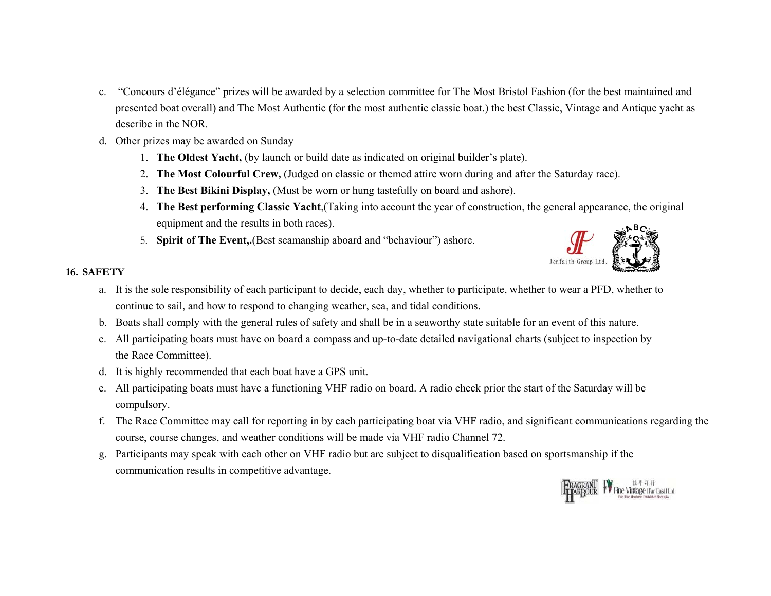c. "Concours d'élégance" prizes will be awarded by a selection committee for The Most Bristol Fashion (for the best maintained and presented boat overall) and The Most Authentic (for the most authentic classic boat.) the best Classic, Vintage and Antique yacht as describe in the NOR.

d. Other prizes may be awarded on Sunday

   1. **The Oldest Yacht,** (by launch or build date as indicated on original builder's plate).
   2. **The Most Colourful Crew,** (Judged on classic or themed attire worn during and after the Saturday race).
   3. **The Best Bikini Display,** (Must be worn or hung tastefully on board and ashore).
   4. **The Best performing Classic Yacht**,(Taking into account the year of construction, the general appearance, the original equipment and the results in both races).
   5. **Spirit of The Event,.**(Best seamanship aboard and "behaviour") ashore.

## 16. SAFETY

a. It is the sole responsibility of each participant to decide, each day, whether to participate, whether to wear a PFD, whether to continue to sail, and how to respond to changing weather, sea, and tidal conditions.

b. Boats shall comply with the general rules of safety and shall be in a seaworthy state suitable for an event of this nature.

c. All participating boats must have on board a compass and up-to-date detailed navigational charts (subject to inspection by the Race Committee).

d. It is highly recommended that each boat have a GPS unit.

e. All participating boats must have a functioning VHF radio on board. A radio check prior the start of the Saturday will be compulsory.

f. The Race Committee may call for reporting in by each participating boat via VHF radio, and significant communications regarding the course, course changes, and weather conditions will be made via VHF radio Channel 72.

g. Participants may speak with each other on VHF radio but are subject to disqualification based on sportsmanship if the communication results in competitive advantage.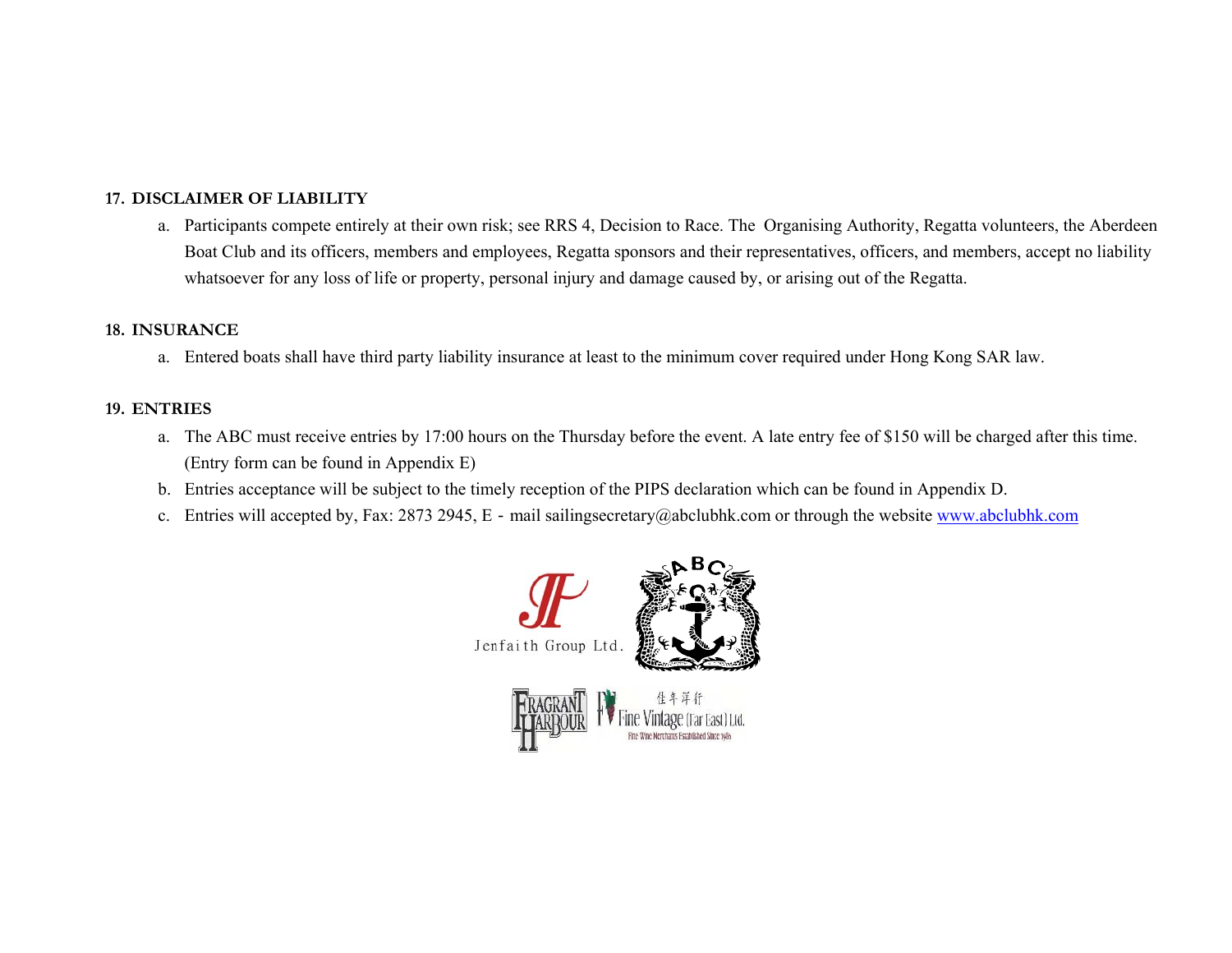## 17. DISCLAIMER OF LIABILITY

a. Participants compete entirely at their own risk; see RRS 4, Decision to Race. The Organising Authority, Regatta volunteers, the Aberdeen Boat Club and its officers, members and employees, Regatta sponsors and their representatives, officers, and members, accept no liability whatsoever for any loss of life or property, personal injury and damage caused by, or arising out of the Regatta.

## 18. INSURANCE

a. Entered boats shall have third party liability insurance at least to the minimum cover required under Hong Kong SAR law.

## 19. ENTRIES

a. The ABC must receive entries by 17:00 hours on the Thursday before the event. A late entry fee of $150 will be charged after this time. (Entry form can be found in Appendix E)
b. Entries acceptance will be subject to the timely reception of the PIPS declaration which can be found in Appendix D.
c. Entries will accepted by, Fax: 2873 2945, E - mail sailingsecretary@abclubhk.com or through the website [www.abclubhk.com](http://www.abclubhk.com)

Jenfaith Group Ltd.

Fragrant Harbour

佳年洋行 Fine Vintage (Far East) Ltd.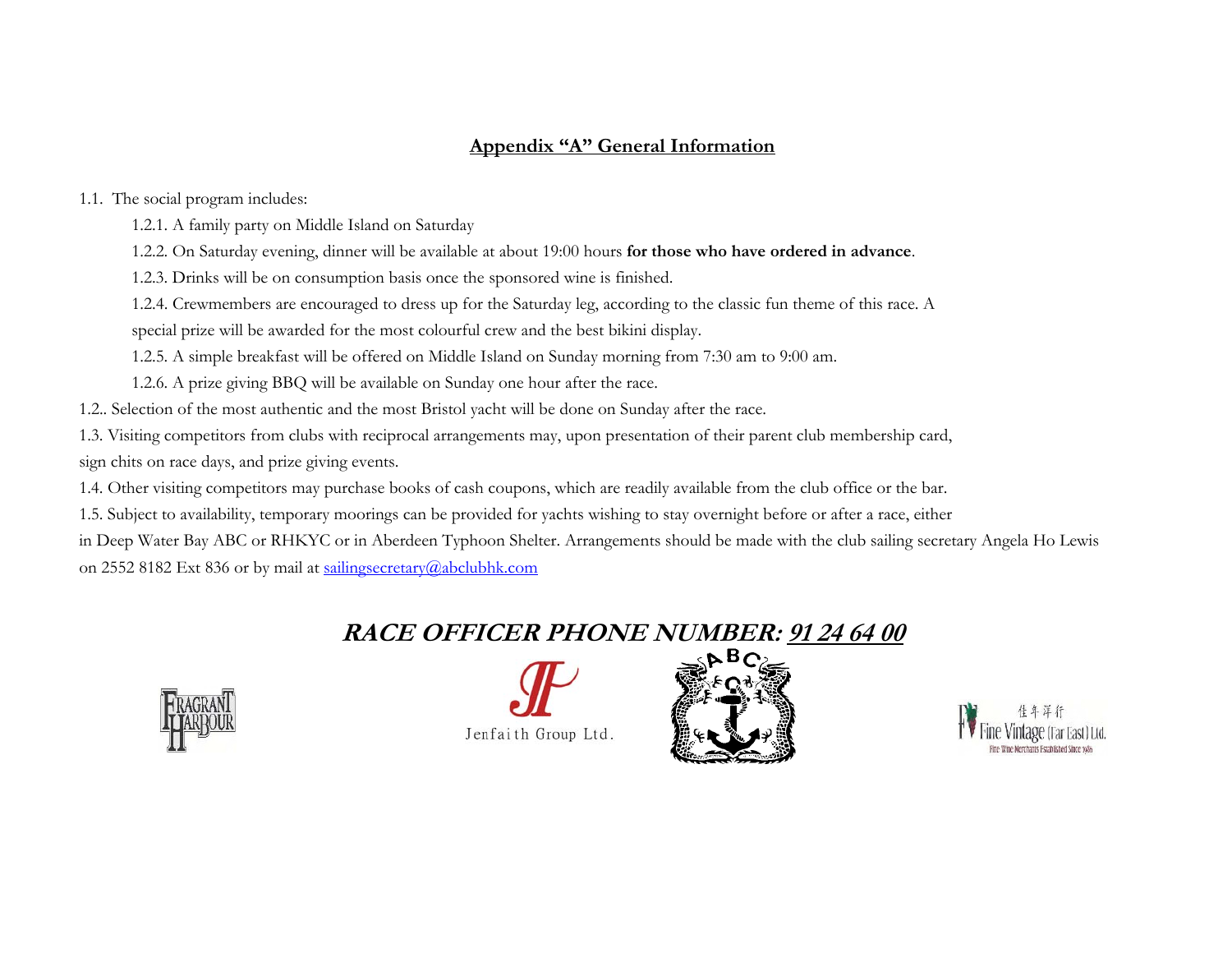## Appendix "A" General Information

1.1. The social program includes:

- 1.2.1. A family party on Middle Island on Saturday
- 1.2.2. On Saturday evening, dinner will be available at about 19:00 hours **for those who have ordered in advance**.
- 1.2.3. Drinks will be on consumption basis once the sponsored wine is finished.
- 1.2.4. Crewmembers are encouraged to dress up for the Saturday leg, according to the classic fun theme of this race. A special prize will be awarded for the most colourful crew and the best bikini display.
- 1.2.5. A simple breakfast will be offered on Middle Island on Sunday morning from 7:30 am to 9:00 am.
- 1.2.6. A prize giving BBQ will be available on Sunday one hour after the race.

1.2.. Selection of the most authentic and the most Bristol yacht will be done on Sunday after the race.

1.3. Visiting competitors from clubs with reciprocal arrangements may, upon presentation of their parent club membership card, sign chits on race days, and prize giving events.

1.4. Other visiting competitors may purchase books of cash coupons, which are readily available from the club office or the bar.

1.5. Subject to availability, temporary moorings can be provided for yachts wishing to stay overnight before or after a race, either in Deep Water Bay ABC or RHKYC or in Aberdeen Typhoon Shelter. Arrangements should be made with the club sailing secretary Angela Ho Lewis on 2552 8182 Ext 836 or by mail at sailingsecretary@abclubhk.com

## ***RACE OFFICER PHONE NUMBER: 91 24 64 00***

FRAGRANT HARBOUR

Jenfaith Group Ltd.

ABC

佳年洋行 Fine Vintage (Far East) Ltd. Fine Wine Merchants Established Since 1986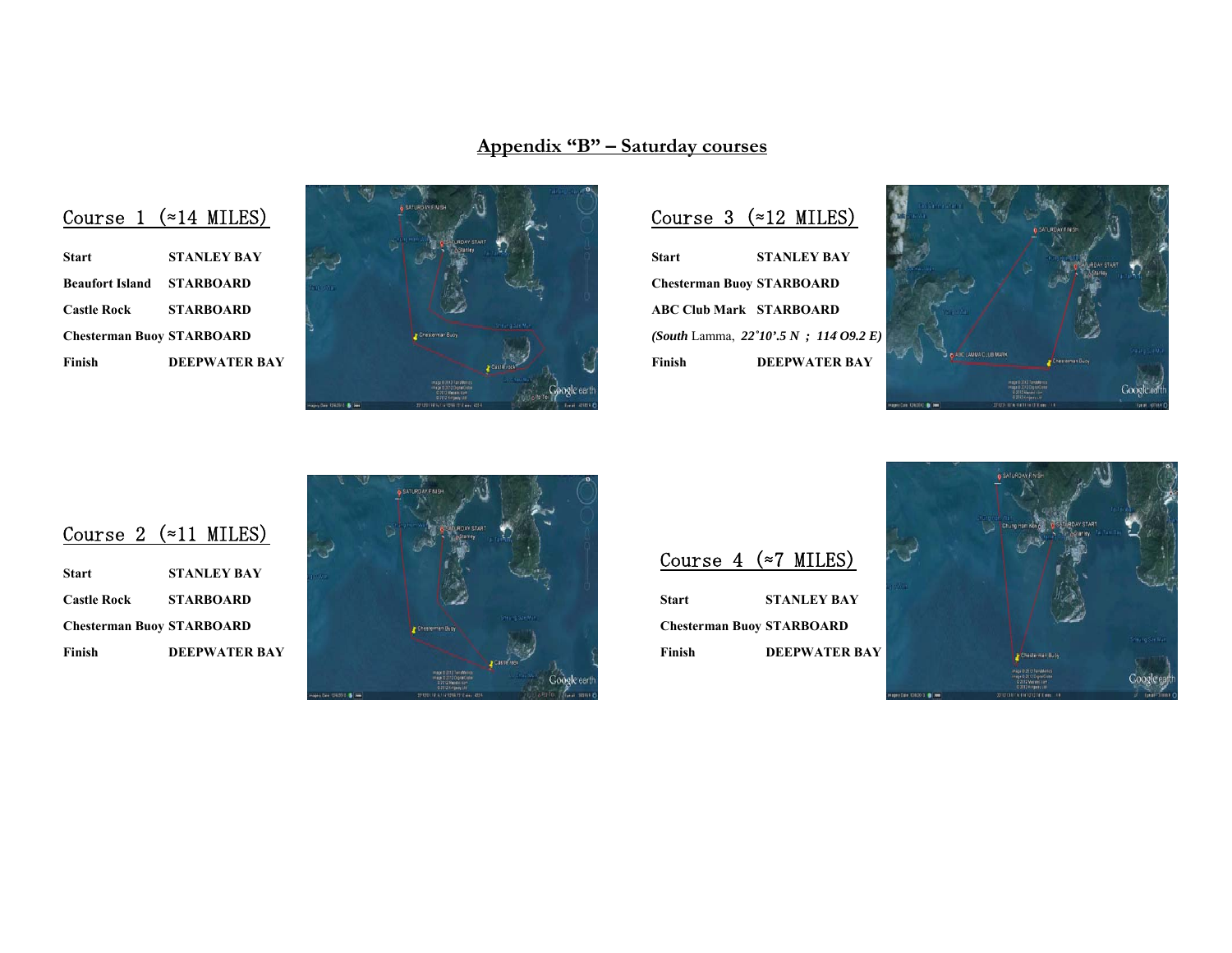## Appendix "B" – Saturday courses

### Course 1 (≈14 MILES)

| | |
|---|---|
| **Start** | **STANLEY BAY** |
| **Beaufort Island** | **STARBOARD** |
| **Castle Rock** | **STARBOARD** |
| **Chesterman Buoy** | **STARBOARD** |
| **Finish** | **DEEPWATER BAY** |

### Course 3 (≈12 MILES)

| | |
|---|---|
| **Start** | **STANLEY BAY** |
| **Chesterman Buoy** | **STARBOARD** |
| **ABC Club Mark** | **STARBOARD** |

***(South** Lamma, **22˚10'.5 N ; 114 O9.2 E)***

| | |
|---|---|
| **Finish** | **DEEPWATER BAY** |

### Course 2 (≈11 MILES)

| | |
|---|---|
| **Start** | **STANLEY BAY** |
| **Castle Rock** | **STARBOARD** |
| **Chesterman Buoy** | **STARBOARD** |
| **Finish** | **DEEPWATER BAY** |

### Course 4 (≈7 MILES)

| | |
|---|---|
| **Start** | **STANLEY BAY** |
| **Chesterman Buoy** | **STARBOARD** |
| **Finish** | **DEEPWATER BAY** |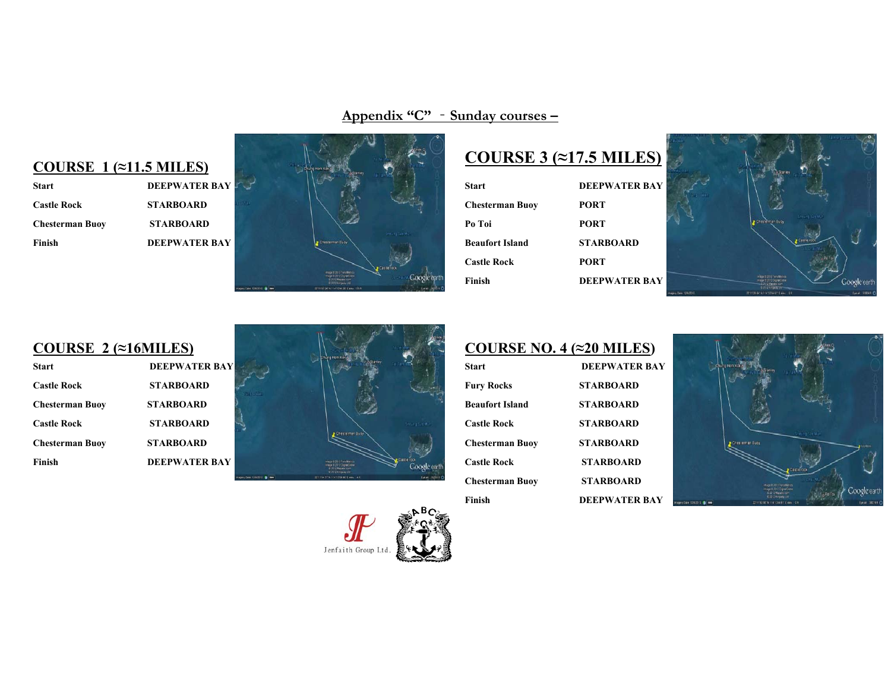## Appendix "C" – Sunday courses –

## COURSE 1 (≈11.5 MILES)

| | |
|---|---|
| **Start** | **DEEPWATER BAY** |
| **Castle Rock** | **STARBOARD** |
| **Chesterman Buoy** | **STARBOARD** |
| **Finish** | **DEEPWATER BAY** |

## COURSE 3 (≈17.5 MILES)

| | |
|---|---|
| **Start** | **DEEPWATER BAY** |
| **Chesterman Buoy** | **PORT** |
| **Po Toi** | **PORT** |
| **Beaufort Island** | **STARBOARD** |
| **Castle Rock** | **PORT** |
| **Finish** | **DEEPWATER BAY** |

## COURSE 2 (≈16MILES)

| | |
|---|---|
| **Start** | **DEEPWATER BAY** |
| **Castle Rock** | **STARBOARD** |
| **Chesterman Buoy** | **STARBOARD** |
| **Castle Rock** | **STARBOARD** |
| **Chesterman Buoy** | **STARBOARD** |
| **Finish** | **DEEPWATER BAY** |

## COURSE NO. 4 (≈20 MILES)

| | |
|---|---|
| **Start** | **DEEPWATER BAY** |
| **Fury Rocks** | **STARBOARD** |
| **Beaufort Island** | **STARBOARD** |
| **Castle Rock** | **STARBOARD** |
| **Chesterman Buoy** | **STARBOARD** |
| **Castle Rock** | **STARBOARD** |
| **Chesterman Buoy** | **STARBOARD** |
| **Finish** | **DEEPWATER BAY** |

Jenfaith Group Ltd.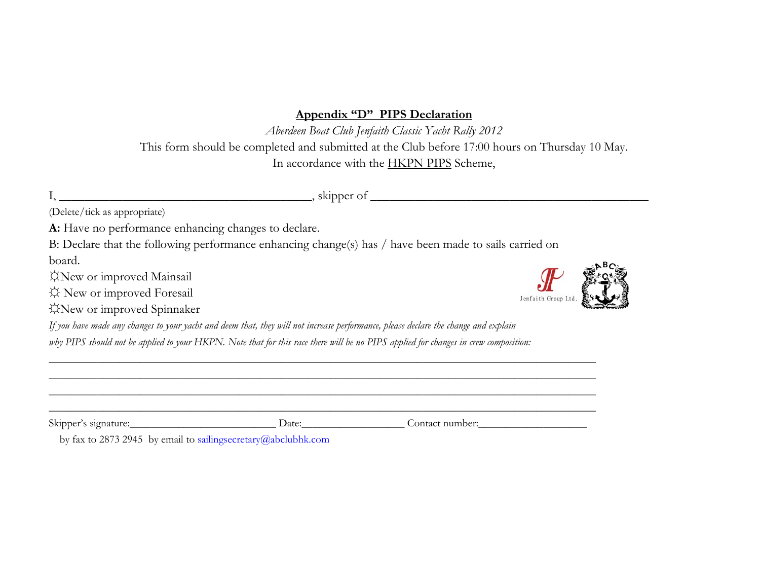## Appendix "D" PIPS Declaration

*Aberdeen Boat Club Jenfaith Classic Yacht Rally 2012*

This form should be completed and submitted at the Club before 17:00 hours on Thursday 10 May.

In accordance with the HKPN PIPS Scheme,

I, ________________________________________, skipper of ____________________________________________

(Delete/tick as appropriate)

**A:** Have no performance enhancing changes to declare.

B: Declare that the following performance enhancing change(s) has / have been made to sails carried on board.

☼New or improved Mainsail

☼ New or improved Foresail

☼New or improved Spinnaker

Jenfaith Group Ltd.

*If you have made any changes to your yacht and deem that, they will not increase performance, please declare the change and explain why PIPS should not be applied to your HKPN. Note that for this race there will be no PIPS applied for changes in crew composition:*

______________________________________________________________________________________

______________________________________________________________________________________

______________________________________________________________________________________

______________________________________________________________________________________

Skipper's signature:___________________________ Date:__________________ Contact number:___________________

by fax to 2873 2945 by email to sailingsecretary@abclubhk.com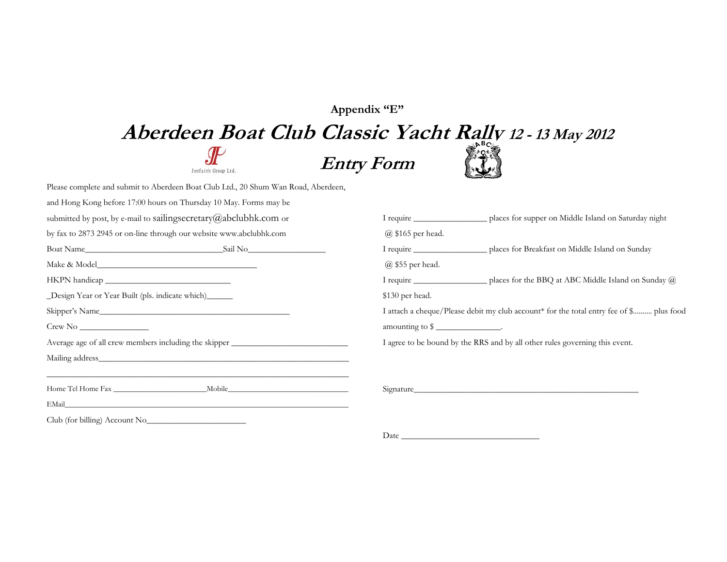**Appendix "E"**

# *Aberdeen Boat Club Classic Yacht Rally 12 - 13 May 2012*

Jenfaith Group Ltd.

## *Entry Form*

Please complete and submit to Aberdeen Boat Club Ltd., 20 Shum Wan Road, Aberdeen, and Hong Kong before 17:00 hours on Thursday 10 May. Forms may be submitted by post, by e-mail to sailingsecretary@abclubhk.com or by fax to 2873 2945 or on-line through our website www.abclubhk.com

Boat Name________________________________Sail No__________________

Make & Model_____________________________________

HKPN handicap _____________________________

_Design Year or Year Built (pls. indicate which)______

Skipper's Name_____________________________________________

Crew No ________________

Average age of all crew members including the skipper ___________________________

Mailing address_____________________________________________________________

_________________________________________________________________________

Home Tel Home Fax ______________________Mobile_____________________________

EMail_____________________________________________________________________

Club (for billing) Account No_______________________

I require ________________ places for supper on Middle Island on Saturday night @ $165 per head.

I require ________________ places for Breakfast on Middle Island on Sunday @ $55 per head.

I require ________________ places for the BBQ at ABC Middle Island on Sunday @ $130 per head.

I attach a cheque/Please debit my club account* for the total entry fee of $.......... plus food amounting to $ _______________.

I agree to be bound by the RRS and by all other rules governing this event.

Signature_______________________________________________________

Date ________________________________